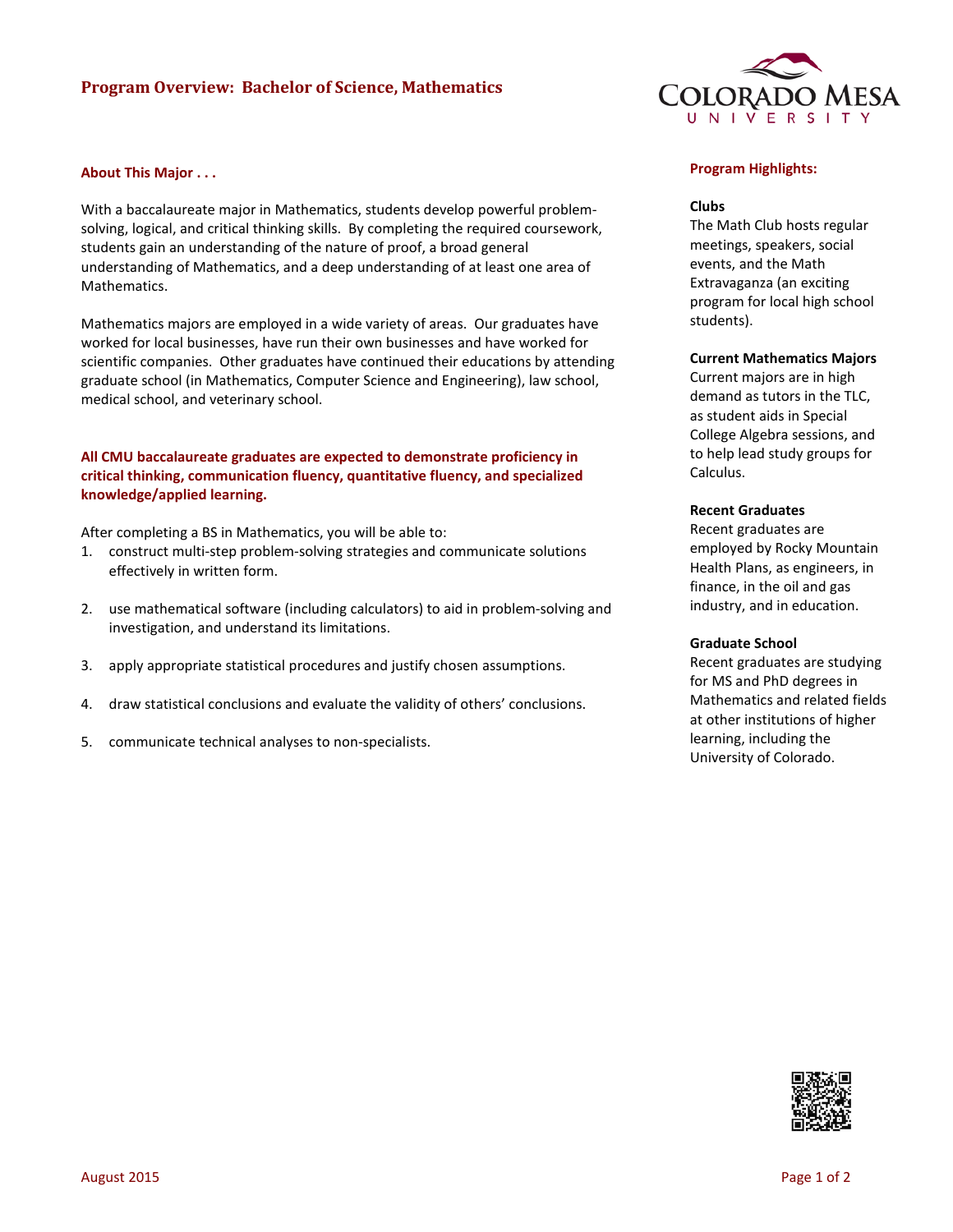# Program Overview: Bachelor of Science, Mathematics

## About This Major . . .

With a baccalaureate major in Mathematics, students develop powerful problem-solving, logical, and critical thinking skills. By completing the required coursework, students gain an understanding of the nature of proof, a broad general understanding of Mathematics, and a deep understanding of at least one area of Mathematics.

Mathematics majors are employed in a wide variety of areas. Our graduates have worked for local businesses, have run their own businesses and have worked for scientific companies. Other graduates have continued their educations by attending graduate school (in Mathematics, Computer Science and Engineering), law school, medical school, and veterinary school.

**All CMU baccalaureate graduates are expected to demonstrate proficiency in critical thinking, communication fluency, quantitative fluency, and specialized knowledge/applied learning.**

After completing a BS in Mathematics, you will be able to:

1. construct multi-step problem-solving strategies and communicate solutions effectively in written form.
2. use mathematical software (including calculators) to aid in problem-solving and investigation, and understand its limitations.
3. apply appropriate statistical procedures and justify chosen assumptions.
4. draw statistical conclusions and evaluate the validity of others' conclusions.
5. communicate technical analyses to non-specialists.

## Program Highlights:

**Clubs**
The Math Club hosts regular meetings, speakers, social events, and the Math Extravaganza (an exciting program for local high school students).

**Current Mathematics Majors**
Current majors are in high demand as tutors in the TLC, as student aids in Special College Algebra sessions, and to help lead study groups for Calculus.

**Recent Graduates**
Recent graduates are employed by Rocky Mountain Health Plans, as engineers, in finance, in the oil and gas industry, and in education.

**Graduate School**
Recent graduates are studying for MS and PhD degrees in Mathematics and related fields at other institutions of higher learning, including the University of Colorado.

August 2015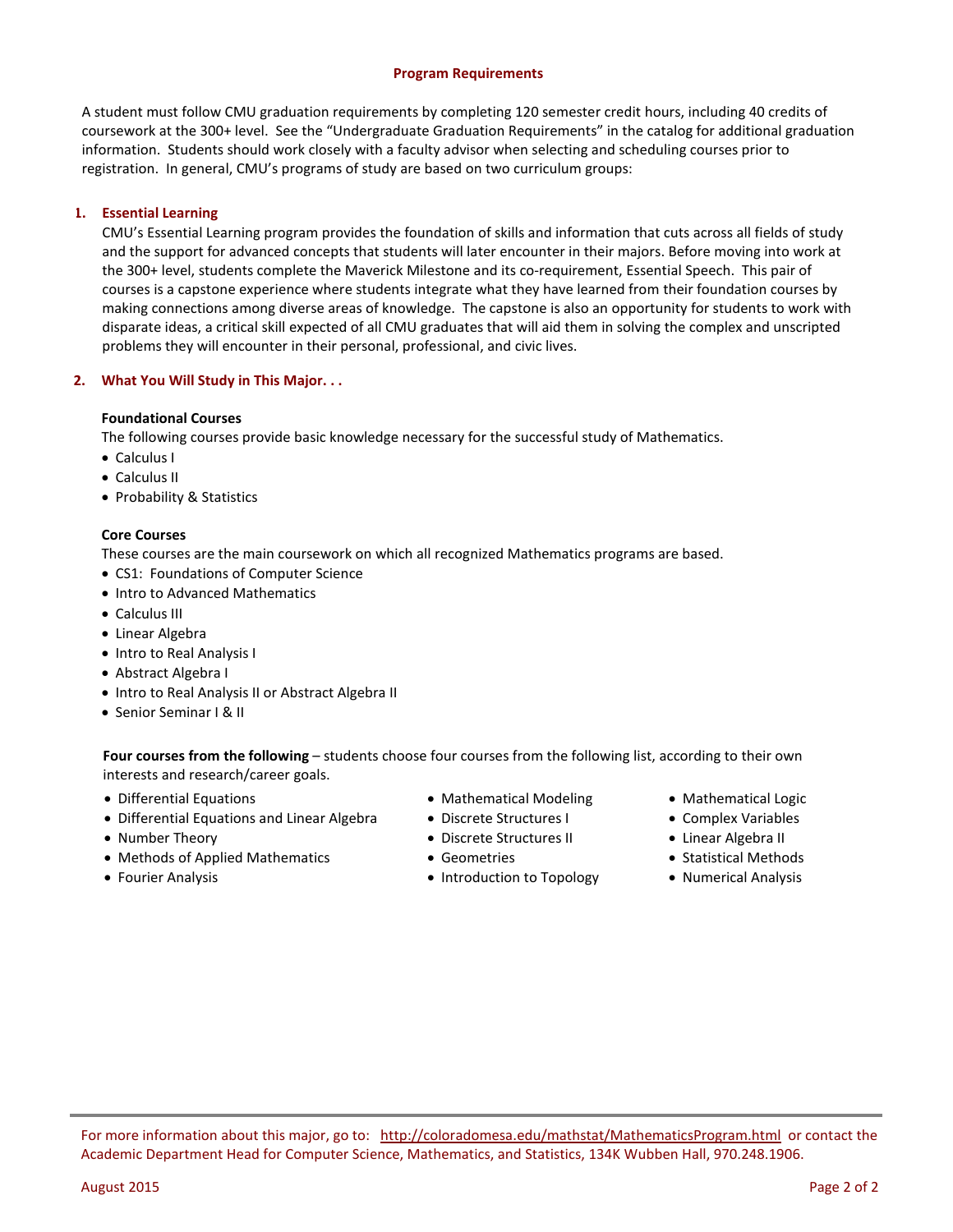## Program Requirements

A student must follow CMU graduation requirements by completing 120 semester credit hours, including 40 credits of coursework at the 300+ level. See the "Undergraduate Graduation Requirements" in the catalog for additional graduation information. Students should work closely with a faculty advisor when selecting and scheduling courses prior to registration. In general, CMU's programs of study are based on two curriculum groups:

### 1. Essential Learning

CMU's Essential Learning program provides the foundation of skills and information that cuts across all fields of study and the support for advanced concepts that students will later encounter in their majors. Before moving into work at the 300+ level, students complete the Maverick Milestone and its co-requirement, Essential Speech. This pair of courses is a capstone experience where students integrate what they have learned from their foundation courses by making connections among diverse areas of knowledge. The capstone is also an opportunity for students to work with disparate ideas, a critical skill expected of all CMU graduates that will aid them in solving the complex and unscripted problems they will encounter in their personal, professional, and civic lives.

### 2. What You Will Study in This Major. . .

**Foundational Courses**

The following courses provide basic knowledge necessary for the successful study of Mathematics.

- Calculus I
- Calculus II
- Probability & Statistics

**Core Courses**

These courses are the main coursework on which all recognized Mathematics programs are based.

- CS1: Foundations of Computer Science
- Intro to Advanced Mathematics
- Calculus III
- Linear Algebra
- Intro to Real Analysis I
- Abstract Algebra I
- Intro to Real Analysis II or Abstract Algebra II
- Senior Seminar I & II

**Four courses from the following** – students choose four courses from the following list, according to their own interests and research/career goals.

- Differential Equations
- Differential Equations and Linear Algebra
- Number Theory
- Methods of Applied Mathematics
- Fourier Analysis
- Mathematical Modeling
- Discrete Structures I
- Discrete Structures II
- Geometries
- Introduction to Topology
- Mathematical Logic
- Complex Variables
- Linear Algebra II
- Statistical Methods
- Numerical Analysis

For more information about this major, go to: http://coloradomesa.edu/mathstat/MathematicsProgram.html or contact the Academic Department Head for Computer Science, Mathematics, and Statistics, 134K Wubben Hall, 970.248.1906.

August 2015